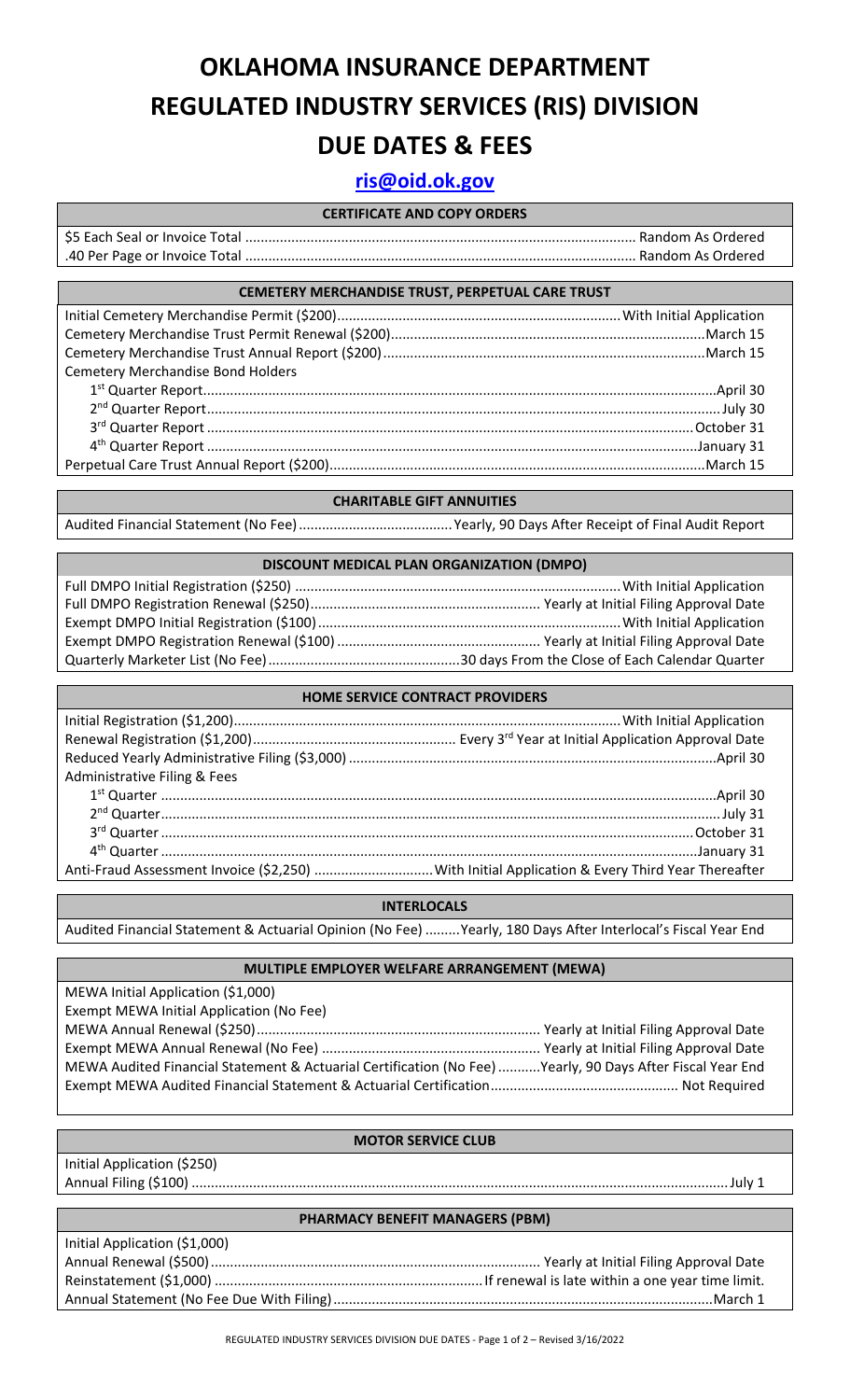# OKLAHOMA INSURANCE DEPARTMENT
# REGULATED INDUSTRY SERVICES (RIS) DIVISION
# DUE DATES & FEES

**ris@oid.ok.gov**

| CERTIFICATE AND COPY ORDERS | |
|---|---|
| $5 Each Seal or Invoice Total | Random As Ordered |
| .40 Per Page or Invoice Total | Random As Ordered |

| CEMETERY MERCHANDISE TRUST, PERPETUAL CARE TRUST | |
|---|---|
| Initial Cemetery Merchandise Permit ($200) | With Initial Application |
| Cemetery Merchandise Trust Permit Renewal ($200) | March 15 |
| Cemetery Merchandise Trust Annual Report ($200) | March 15 |
| Cemetery Merchandise Bond Holders | |
| 1st Quarter Report | April 30 |
| 2nd Quarter Report | July 30 |
| 3rd Quarter Report | October 31 |
| 4th Quarter Report | January 31 |
| Perpetual Care Trust Annual Report ($200) | March 15 |

| CHARITABLE GIFT ANNUITIES | |
|---|---|
| Audited Financial Statement (No Fee) | Yearly, 90 Days After Receipt of Final Audit Report |

| DISCOUNT MEDICAL PLAN ORGANIZATION (DMPO) | |
|---|---|
| Full DMPO Initial Registration ($250) | With Initial Application |
| Full DMPO Registration Renewal ($250) | Yearly at Initial Filing Approval Date |
| Exempt DMPO Initial Registration ($100) | With Initial Application |
| Exempt DMPO Registration Renewal ($100) | Yearly at Initial Filing Approval Date |
| Quarterly Marketer List (No Fee) | 30 days From the Close of Each Calendar Quarter |

| HOME SERVICE CONTRACT PROVIDERS | |
|---|---|
| Initial Registration ($1,200) | With Initial Application |
| Renewal Registration ($1,200) | Every 3rd Year at Initial Application Approval Date |
| Reduced Yearly Administrative Filing ($3,000) | April 30 |
| Administrative Filing & Fees | |
| 1st Quarter | April 30 |
| 2nd Quarter | July 31 |
| 3rd Quarter | October 31 |
| 4th Quarter | January 31 |
| Anti-Fraud Assessment Invoice ($2,250) | With Initial Application & Every Third Year Thereafter |

| INTERLOCALS | |
|---|---|
| Audited Financial Statement & Actuarial Opinion (No Fee) | Yearly, 180 Days After Interlocal's Fiscal Year End |

| MULTIPLE EMPLOYER WELFARE ARRANGEMENT (MEWA) | |
|---|---|
| MEWA Initial Application ($1,000) | |
| Exempt MEWA Initial Application (No Fee) | |
| MEWA Annual Renewal ($250) | Yearly at Initial Filing Approval Date |
| Exempt MEWA Annual Renewal (No Fee) | Yearly at Initial Filing Approval Date |
| MEWA Audited Financial Statement & Actuarial Certification (No Fee) | Yearly, 90 Days After Fiscal Year End |
| Exempt MEWA Audited Financial Statement & Actuarial Certification | Not Required |

| MOTOR SERVICE CLUB | |
|---|---|
| Initial Application ($250) | |
| Annual Filing ($100) | July 1 |

| PHARMACY BENEFIT MANAGERS (PBM) | |
|---|---|
| Initial Application ($1,000) | |
| Annual Renewal ($500) | Yearly at Initial Filing Approval Date |
| Reinstatement ($1,000) | If renewal is late within a one year time limit. |
| Annual Statement (No Fee Due With Filing) | March 1 |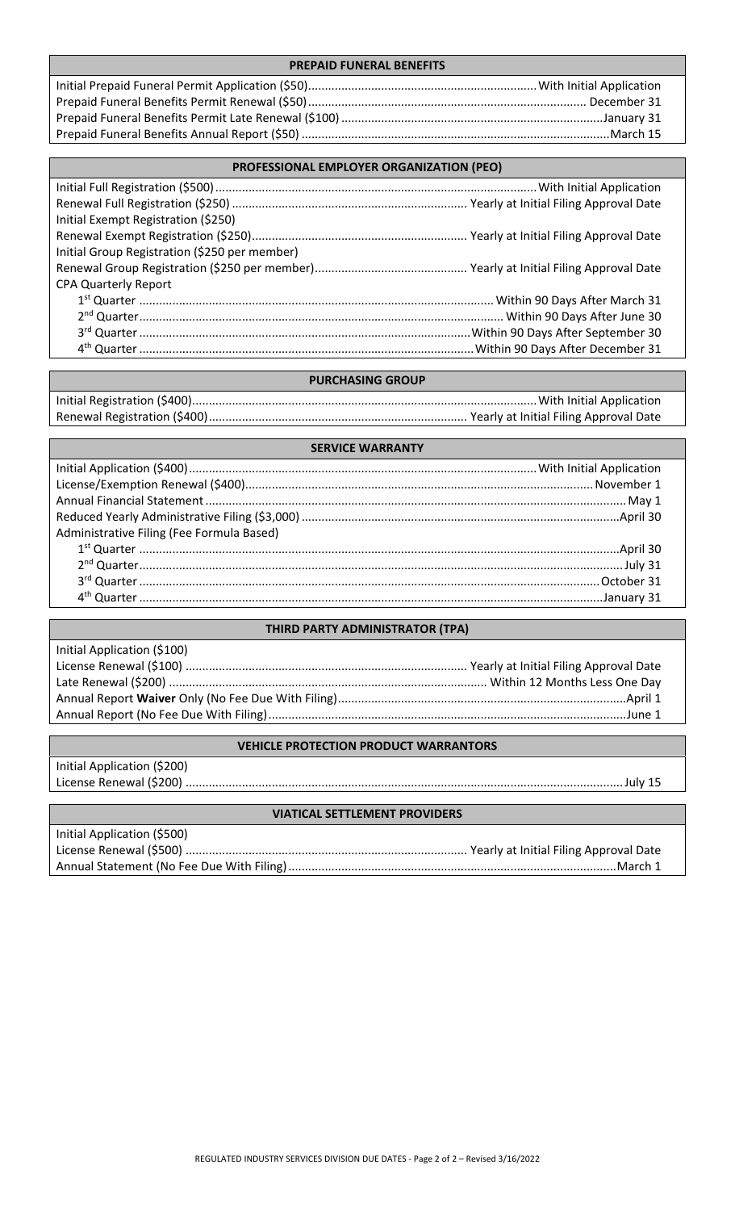| PREPAID FUNERAL BENEFITS | |
|---|---|
| Initial Prepaid Funeral Permit Application ($50) | With Initial Application |
| Prepaid Funeral Benefits Permit Renewal ($50) | December 31 |
| Prepaid Funeral Benefits Permit Late Renewal ($100) | January 31 |
| Prepaid Funeral Benefits Annual Report ($50) | March 15 |

| PROFESSIONAL EMPLOYER ORGANIZATION (PEO) | |
|---|---|
| Initial Full Registration ($500) | With Initial Application |
| Renewal Full Registration ($250) | Yearly at Initial Filing Approval Date |
| Initial Exempt Registration ($250) | |
| Renewal Exempt Registration ($250) | Yearly at Initial Filing Approval Date |
| Initial Group Registration ($250 per member) | |
| Renewal Group Registration ($250 per member) | Yearly at Initial Filing Approval Date |
| CPA Quarterly Report | |
| 1st Quarter | Within 90 Days After March 31 |
| 2nd Quarter | Within 90 Days After June 30 |
| 3rd Quarter | Within 90 Days After September 30 |
| 4th Quarter | Within 90 Days After December 31 |

| PURCHASING GROUP | |
|---|---|
| Initial Registration ($400) | With Initial Application |
| Renewal Registration ($400) | Yearly at Initial Filing Approval Date |

| SERVICE WARRANTY | |
|---|---|
| Initial Application ($400) | With Initial Application |
| License/Exemption Renewal ($400) | November 1 |
| Annual Financial Statement | May 1 |
| Reduced Yearly Administrative Filing ($3,000) | April 30 |
| Administrative Filing (Fee Formula Based) | |
| 1st Quarter | April 30 |
| 2nd Quarter | July 31 |
| 3rd Quarter | October 31 |
| 4th Quarter | January 31 |

| THIRD PARTY ADMINISTRATOR (TPA) | |
|---|---|
| Initial Application ($100) | |
| License Renewal ($100) | Yearly at Initial Filing Approval Date |
| Late Renewal ($200) | Within 12 Months Less One Day |
| Annual Report **Waiver** Only (No Fee Due With Filing) | April 1 |
| Annual Report (No Fee Due With Filing) | June 1 |

| VEHICLE PROTECTION PRODUCT WARRANTORS | |
|---|---|
| Initial Application ($200) | |
| License Renewal ($200) | July 15 |

| VIATICAL SETTLEMENT PROVIDERS | |
|---|---|
| Initial Application ($500) | |
| License Renewal ($500) | Yearly at Initial Filing Approval Date |
| Annual Statement (No Fee Due With Filing) | March 1 |

REGULATED INDUSTRY SERVICES DIVISION DUE DATES - Page 2 of 2 – Revised 3/16/2022